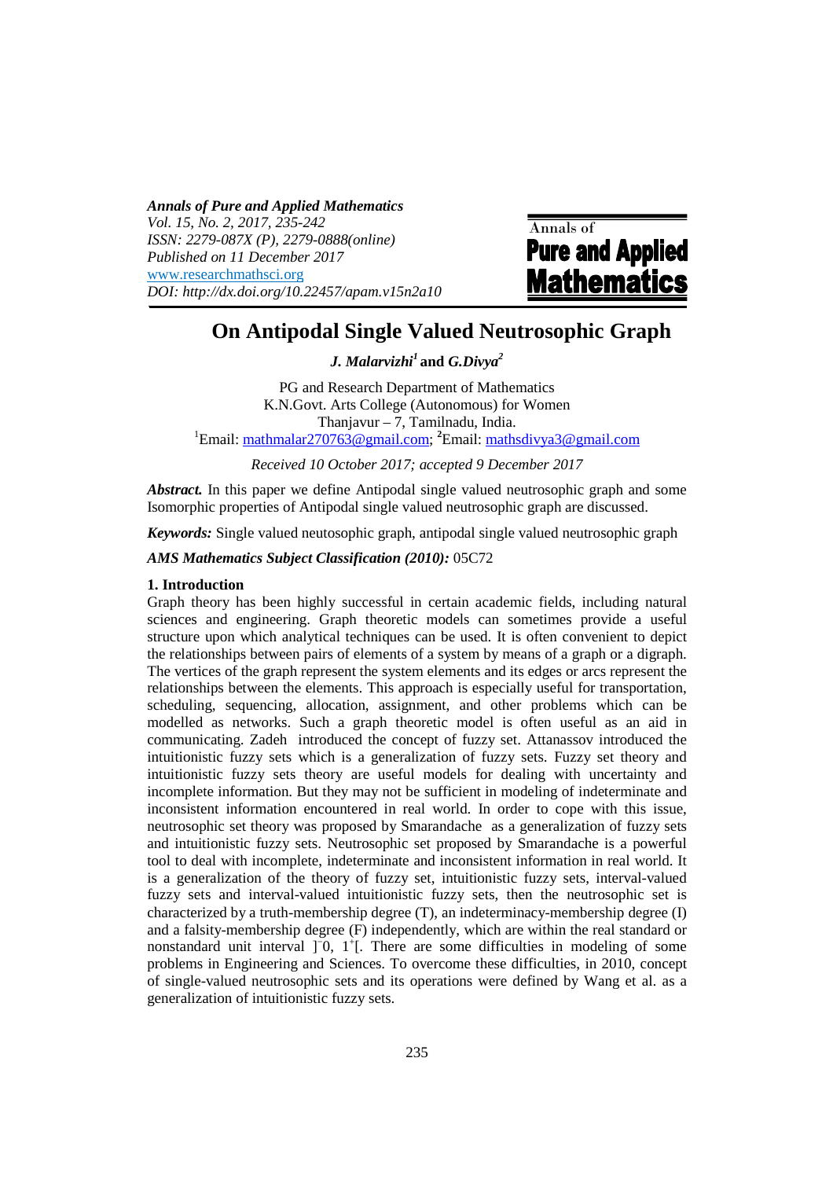*Annals of Pure and Applied Mathematics*
*Vol. 15, No. 2, 2017, 235-242*
*ISSN: 2279-087X (P), 2279-0888(online)*
*Published on 11 December 2017*
www.researchmathsci.org
*DOI: http://dx.doi.org/10.22457/apam.v15n2a10*

# On Antipodal Single Valued Neutrosophic Graph

***J. Malarvizhi*[1] and *G.Divya*[2]**

PG and Research Department of Mathematics
K.N.Govt. Arts College (Autonomous) for Women
Thanjavur – 7, Tamilnadu, India.
[1]Email: mathmalar270763@gmail.com; [2]Email: mathsdivya3@gmail.com

*Received 10 October 2017; accepted 9 December 2017*

***Abstract.*** In this paper we define Antipodal single valued neutrosophic graph and some Isomorphic properties of Antipodal single valued neutrosophic graph are discussed.

***Keywords:*** Single valued neutosophic graph, antipodal single valued neutrosophic graph

***AMS Mathematics Subject Classification (2010):*** 05C72

## 1. Introduction

Graph theory has been highly successful in certain academic fields, including natural sciences and engineering. Graph theoretic models can sometimes provide a useful structure upon which analytical techniques can be used. It is often convenient to depict the relationships between pairs of elements of a system by means of a graph or a digraph. The vertices of the graph represent the system elements and its edges or arcs represent the relationships between the elements. This approach is especially useful for transportation, scheduling, sequencing, allocation, assignment, and other problems which can be modelled as networks. Such a graph theoretic model is often useful as an aid in communicating. Zadeh introduced the concept of fuzzy set. Attanassov introduced the intuitionistic fuzzy sets which is a generalization of fuzzy sets. Fuzzy set theory and intuitionistic fuzzy sets theory are useful models for dealing with uncertainty and incomplete information. But they may not be sufficient in modeling of indeterminate and inconsistent information encountered in real world. In order to cope with this issue, neutrosophic set theory was proposed by Smarandache as a generalization of fuzzy sets and intuitionistic fuzzy sets. Neutrosophic set proposed by Smarandache is a powerful tool to deal with incomplete, indeterminate and inconsistent information in real world. It is a generalization of the theory of fuzzy set, intuitionistic fuzzy sets, interval-valued fuzzy sets and interval-valued intuitionistic fuzzy sets, then the neutrosophic set is characterized by a truth-membership degree (T), an indeterminacy-membership degree (I) and a falsity-membership degree (F) independently, which are within the real standard or nonstandard unit interval $]^{-}0, 1^{+}[$. There are some difficulties in modeling of some problems in Engineering and Sciences. To overcome these difficulties, in 2010, concept of single-valued neutrosophic sets and its operations were defined by Wang et al. as a generalization of intuitionistic fuzzy sets.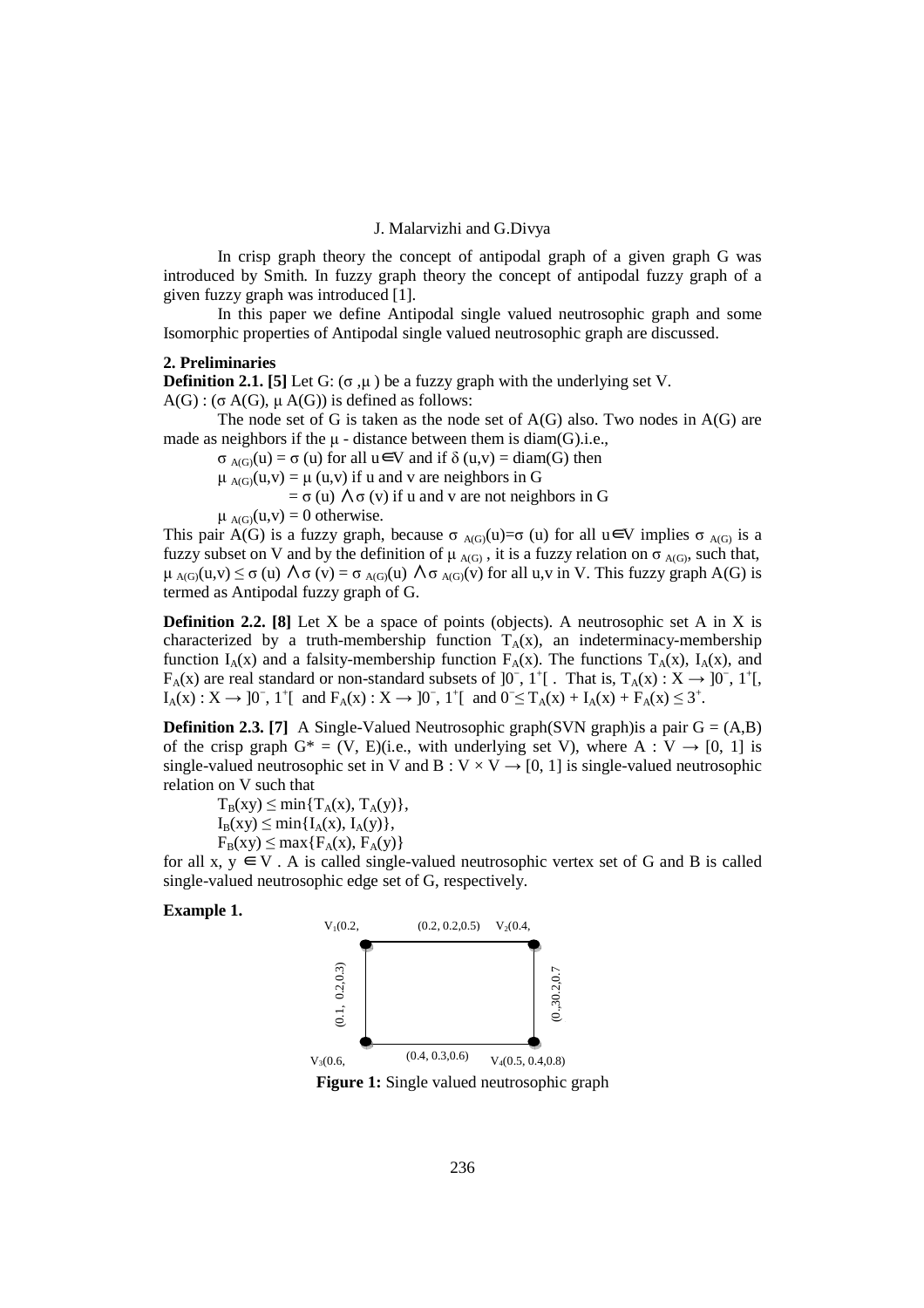In crisp graph theory the concept of antipodal graph of a given graph G was introduced by Smith. In fuzzy graph theory the concept of antipodal fuzzy graph of a given fuzzy graph was introduced [1].

In this paper we define Antipodal single valued neutrosophic graph and some Isomorphic properties of Antipodal single valued neutrosophic graph are discussed.

## 2. Preliminaries

**Definition 2.1. [5]** Let G: $(\sigma, \mu)$ be a fuzzy graph with the underlying set V. $A(G) : (\sigma A(G), \mu A(G))$ is defined as follows:

The node set of G is taken as the node set of A(G) also. Two nodes in A(G) are made as neighbors if the $\mu$ - distance between them is diam(G).i.e.,

$\sigma_{A(G)}(u) = \sigma(u)$ for all $u \in V$ and if $\delta(u,v) = \text{diam}(G)$ then

$\mu_{A(G)}(u,v) = \mu(u,v)$ if u and v are neighbors in G

$= \sigma(u) \wedge \sigma(v)$ if u and v are not neighbors in G

$\mu_{A(G)}(u,v) = 0$ otherwise.

This pair A(G) is a fuzzy graph, because $\sigma_{A(G)}(u)=\sigma(u)$ for all $u \in V$ implies $\sigma_{A(G)}$ is a fuzzy subset on V and by the definition of $\mu_{A(G)}$, it is a fuzzy relation on $\sigma_{A(G)}$, such that, $\mu_{A(G)}(u,v) \leq \sigma(u) \wedge \sigma(v) = \sigma_{A(G)}(u) \wedge \sigma_{A(G)}(v)$ for all u,v in V. This fuzzy graph A(G) is termed as Antipodal fuzzy graph of G.

**Definition 2.2. [8]** Let X be a space of points (objects). A neutrosophic set A in X is characterized by a truth-membership function $T_A(x)$, an indeterminacy-membership function $I_A(x)$ and a falsity-membership function $F_A(x)$. The functions $T_A(x)$, $I_A(x)$, and $F_A(x)$ are real standard or non-standard subsets of $]0^-, 1^+[$. That is, $T_A(x) : X \to ]0^-, 1^+[$, $I_A(x) : X \to ]0^-, 1^+[$ and $F_A(x) : X \to ]0^-, 1^+[$ and $0^- \leq T_A(x) + I_A(x) + F_A(x) \leq 3^+$.

**Definition 2.3. [7]** A Single-Valued Neutrosophic graph(SVN graph)is a pair $G = (A,B)$ of the crisp graph $G^* = (V, E)$(i.e., with underlying set V), where $A : V \to [0, 1]$ is single-valued neutrosophic set in V and $B : V \times V \to [0, 1]$ is single-valued neutrosophic relation on V such that

$T_B(xy) \leq \min\{T_A(x), T_A(y)\}$,

$I_B(xy) \leq \min\{I_A(x), I_A(y)\}$,

$F_B(xy) \leq \max\{F_A(x), F_A(y)\}$

for all $x, y \in V$. A is called single-valued neutrosophic vertex set of G and B is called single-valued neutrosophic edge set of G, respectively.

**Example 1.**

$V_1$(0.2, (0.2, 0.2,0.5) $V_2$(0.4,

(0.1, 0.2,0.3) (0.,30.2,0.7

$V_3$(0.6, (0.4, 0.3,0.6) $V_4$(0.5, 0.4,0.8)

**Figure 1:** Single valued neutrosophic graph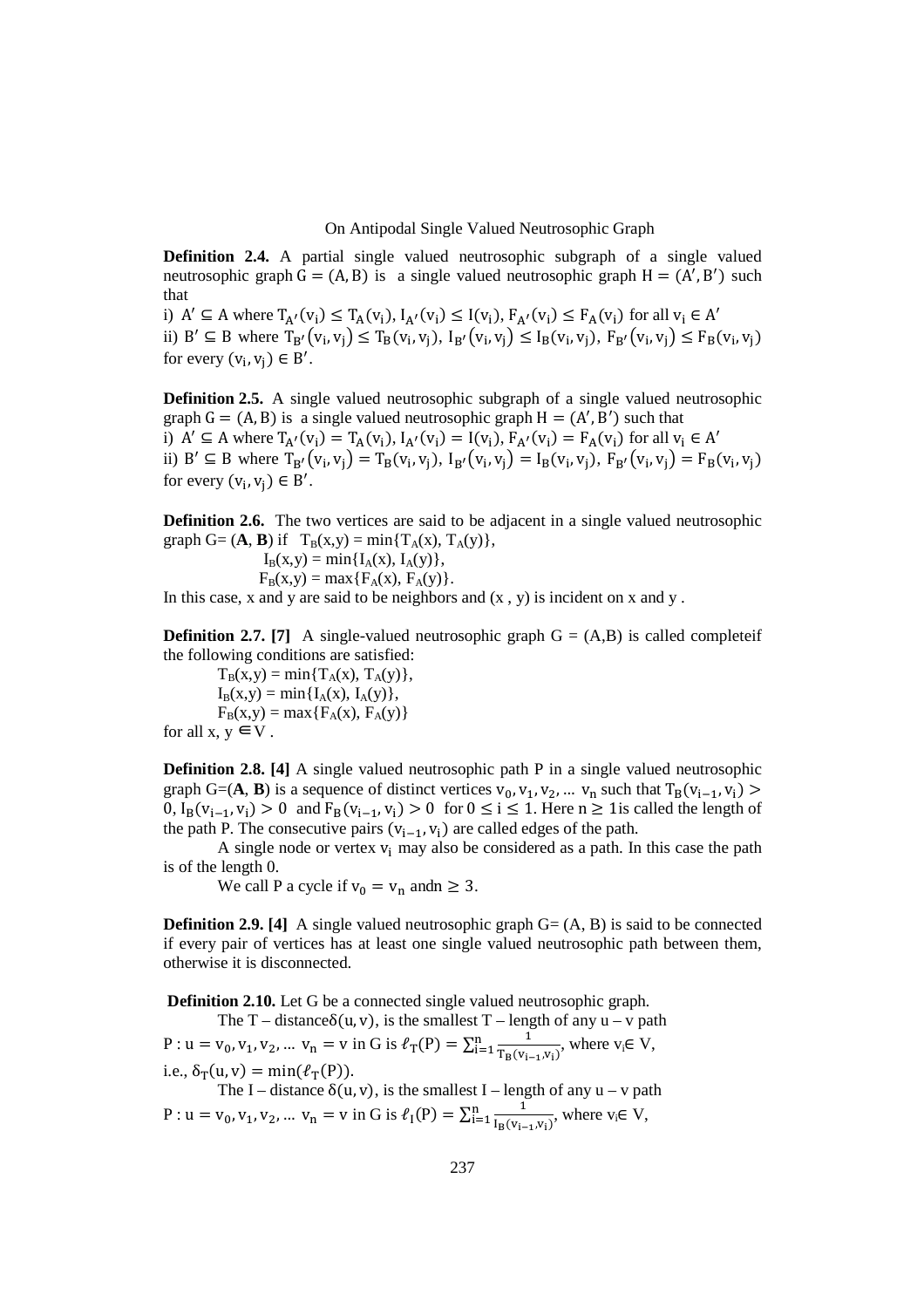**Definition 2.4.** A partial single valued neutrosophic subgraph of a single valued neutrosophic graph $G = (A, B)$ is a single valued neutrosophic graph $H = (A', B')$ such that

i) $A' \subseteq A$ where $T_{A'}(v_i) \leq T_A(v_i)$, $I_{A'}(v_i) \leq I(v_i)$, $F_{A'}(v_i) \leq F_A(v_i)$ for all $v_i \in A'$

ii) $B' \subseteq B$ where $T_{B'}(v_i, v_j) \leq T_B(v_i, v_j)$, $I_{B'}(v_i, v_j) \leq I_B(v_i, v_j)$, $F_{B'}(v_i, v_j) \leq F_B(v_i, v_j)$ for every $(v_i, v_j) \in B'$.

**Definition 2.5.** A single valued neutrosophic subgraph of a single valued neutrosophic graph $G = (A, B)$ is a single valued neutrosophic graph $H = (A', B')$ such that

i) $A' \subseteq A$ where $T_{A'}(v_i) = T_A(v_i)$, $I_{A'}(v_i) = I(v_i)$, $F_{A'}(v_i) = F_A(v_i)$ for all $v_i \in A'$

ii) $B' \subseteq B$ where $T_{B'}(v_i, v_j) = T_B(v_i, v_j)$, $I_{B'}(v_i, v_j) = I_B(v_i, v_j)$, $F_{B'}(v_i, v_j) = F_B(v_i, v_j)$ for every $(v_i, v_j) \in B'$.

**Definition 2.6.** The two vertices are said to be adjacent in a single valued neutrosophic graph G= (**A**, **B**) if $T_B(x,y) = \min\{T_A(x), T_A(y)\}$,

$I_B(x,y) = \min\{I_A(x), I_A(y)\}$,

$F_B(x,y) = \max\{F_A(x), F_A(y)\}$.

In this case, x and y are said to be neighbors and (x , y) is incident on x and y .

**Definition 2.7. [7]** A single-valued neutrosophic graph G = (A,B) is called completeif the following conditions are satisfied:

$T_B(x,y) = \min\{T_A(x), T_A(y)\}$,

$I_B(x,y) = \min\{I_A(x), I_A(y)\}$,

$F_B(x,y) = \max\{F_A(x), F_A(y)\}$

for all $x, y \in V$ .

**Definition 2.8. [4]** A single valued neutrosophic path P in a single valued neutrosophic graph G=(**A**, **B**) is a sequence of distinct vertices $v_0, v_1, v_2, \ldots v_n$ such that $T_B(v_{i-1}, v_i) > 0$, $I_B(v_{i-1}, v_i) > 0$ and $F_B(v_{i-1}, v_i) > 0$ for $0 \leq i \leq 1$. Here $n \geq 1$is called the length of the path P. The consecutive pairs $(v_{i-1}, v_i)$ are called edges of the path.

A single node or vertex $v_i$ may also be considered as a path. In this case the path is of the length 0.

We call P a cycle if $v_0 = v_n$ and$n \geq 3$.

**Definition 2.9. [4]** A single valued neutrosophic graph G= (A, B) is said to be connected if every pair of vertices has at least one single valued neutrosophic path between them, otherwise it is disconnected.

**Definition 2.10.** Let G be a connected single valued neutrosophic graph.

The T – distance$\delta(u, v)$, is the smallest T – length of any u – v path $P : u = v_0, v_1, v_2, \ldots v_n = v$ in G is $\ell_T(P) = \sum_{i=1}^{n} \frac{1}{T_B(v_{i-1}, v_i)}$, where $v_i \in V$, i.e., $\delta_T(u, v) = \min(\ell_T(P))$.

The I – distance $\delta(u, v)$, is the smallest I – length of any u – v path $P : u = v_0, v_1, v_2, \ldots v_n = v$ in G is $\ell_I(P) = \sum_{i=1}^{n} \frac{1}{I_B(v_{i-1}, v_i)}$, where $v_i \in V$,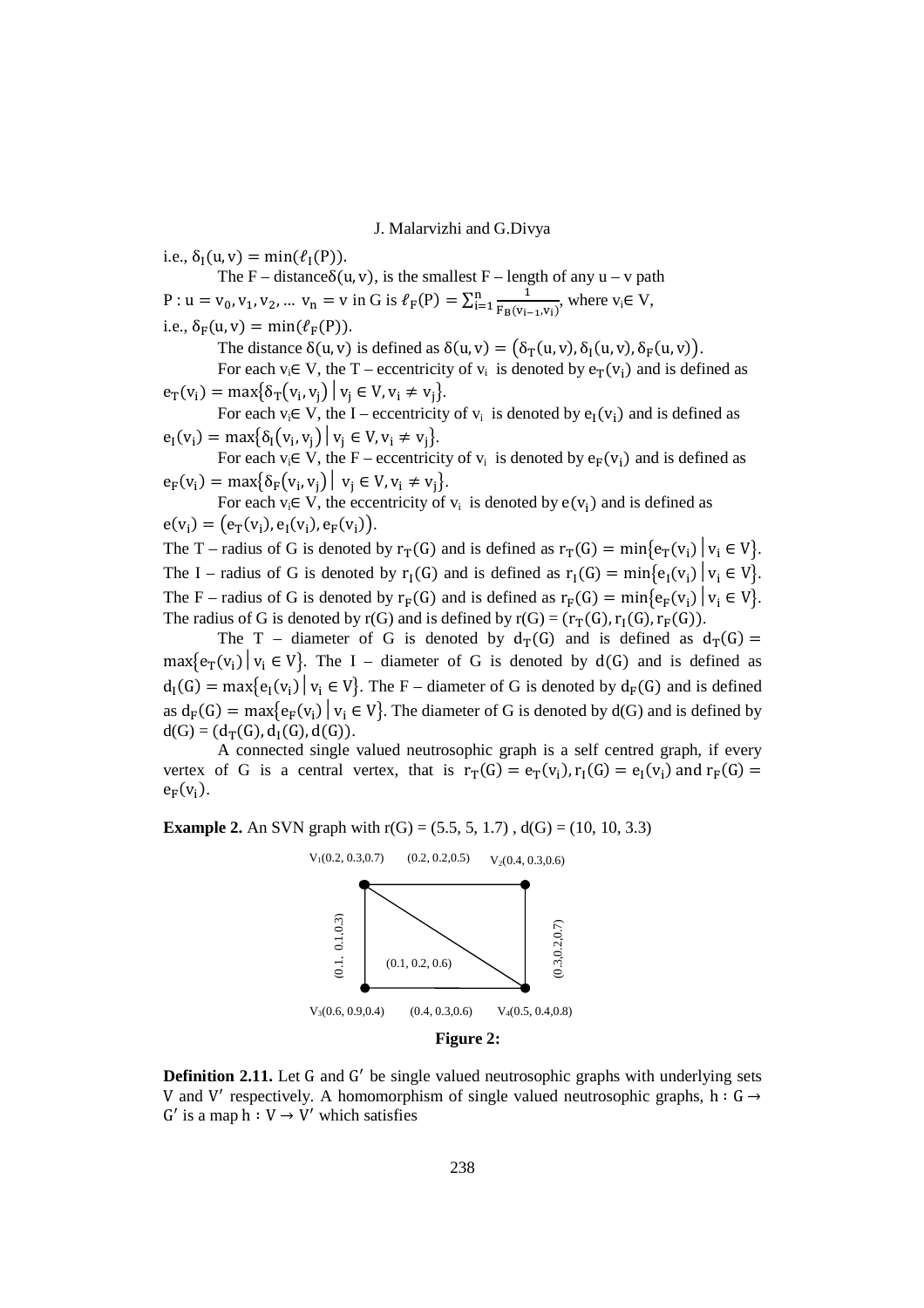i.e., $\delta_I(u,v) = \min(\ell_I(P))$.

The F – distance$\delta(u,v)$, is the smallest F – length of any u – v path $P : u = v_0, v_1, v_2, \ldots v_n = v$ in G is $\ell_F(P) = \sum_{i=1}^{n} \frac{1}{F_B(v_{i-1}, v_i)}$, where $v_i \in V$,

i.e., $\delta_F(u,v) = \min(\ell_F(P))$.

The distance $\delta(u,v)$ is defined as $\delta(u,v) = (\delta_T(u,v), \delta_I(u,v), \delta_F(u,v))$.

For each $v_i \in V$, the T – eccentricity of $v_i$ is denoted by $e_T(v_i)$ and is defined as $e_T(v_i) = \max\{\delta_T(v_i, v_j) \mid v_j \in V, v_i \neq v_j\}$.

For each $v_i \in V$, the I – eccentricity of $v_i$ is denoted by $e_I(v_i)$ and is defined as $e_I(v_i) = \max\{\delta_I(v_i, v_j) \mid v_j \in V, v_i \neq v_j\}$.

For each $v_i \in V$, the F – eccentricity of $v_i$ is denoted by $e_F(v_i)$ and is defined as $e_F(v_i) = \max\{\delta_F(v_i, v_j) \mid v_j \in V, v_i \neq v_j\}$.

For each $v_i \in V$, the eccentricity of $v_i$ is denoted by $e(v_i)$ and is defined as $e(v_i) = (e_T(v_i), e_I(v_i), e_F(v_i))$.

The T – radius of G is denoted by $r_T(G)$ and is defined as $r_T(G) = \min\{e_T(v_i) \mid v_i \in V\}$.
The I – radius of G is denoted by $r_I(G)$ and is defined as $r_I(G) = \min\{e_I(v_i) \mid v_i \in V\}$.
The F – radius of G is denoted by $r_F(G)$ and is defined as $r_F(G) = \min\{e_F(v_i) \mid v_i \in V\}$.
The radius of G is denoted by r(G) and is defined by $r(G) = (r_T(G), r_I(G), r_F(G))$.

The T – diameter of G is denoted by $d_T(G)$ and is defined as $d_T(G) = \max\{e_T(v_i) \mid v_i \in V\}$. The I – diameter of G is denoted by $d(G)$ and is defined as $d_I(G) = \max\{e_I(v_i) \mid v_i \in V\}$. The F – diameter of G is denoted by $d_F(G)$ and is defined as $d_F(G) = \max\{e_F(v_i) \mid v_i \in V\}$. The diameter of G is denoted by d(G) and is defined by $d(G) = (d_T(G), d_I(G), d(G))$.

A connected single valued neutrosophic graph is a self centred graph, if every vertex of G is a central vertex, that is $r_T(G) = e_T(v_i), r_I(G) = e_I(v_i)$ and $r_F(G) = e_F(v_i)$.

**Example 2.** An SVN graph with r(G) = (5.5, 5, 1.7) , d(G) = (10, 10, 3.3)

$V_1$(0.2, 0.3,0.7) (0.2, 0.2,0.5) $V_2$(0.4, 0.3,0.6)

(0.1. 0.1,0.3) (0.1, 0.2, 0.6) (0.3,0.2,0.7)

$V_3$(0.6, 0.9,0.4) (0.4, 0.3,0.6) $V_4$(0.5, 0.4,0.8)

**Figure 2:**

**Definition 2.11.** Let $G$ and $G'$ be single valued neutrosophic graphs with underlying sets $V$ and $V'$ respectively. A homomorphism of single valued neutrosophic graphs, $h : G \rightarrow G'$ is a map $h : V \rightarrow V'$ which satisfies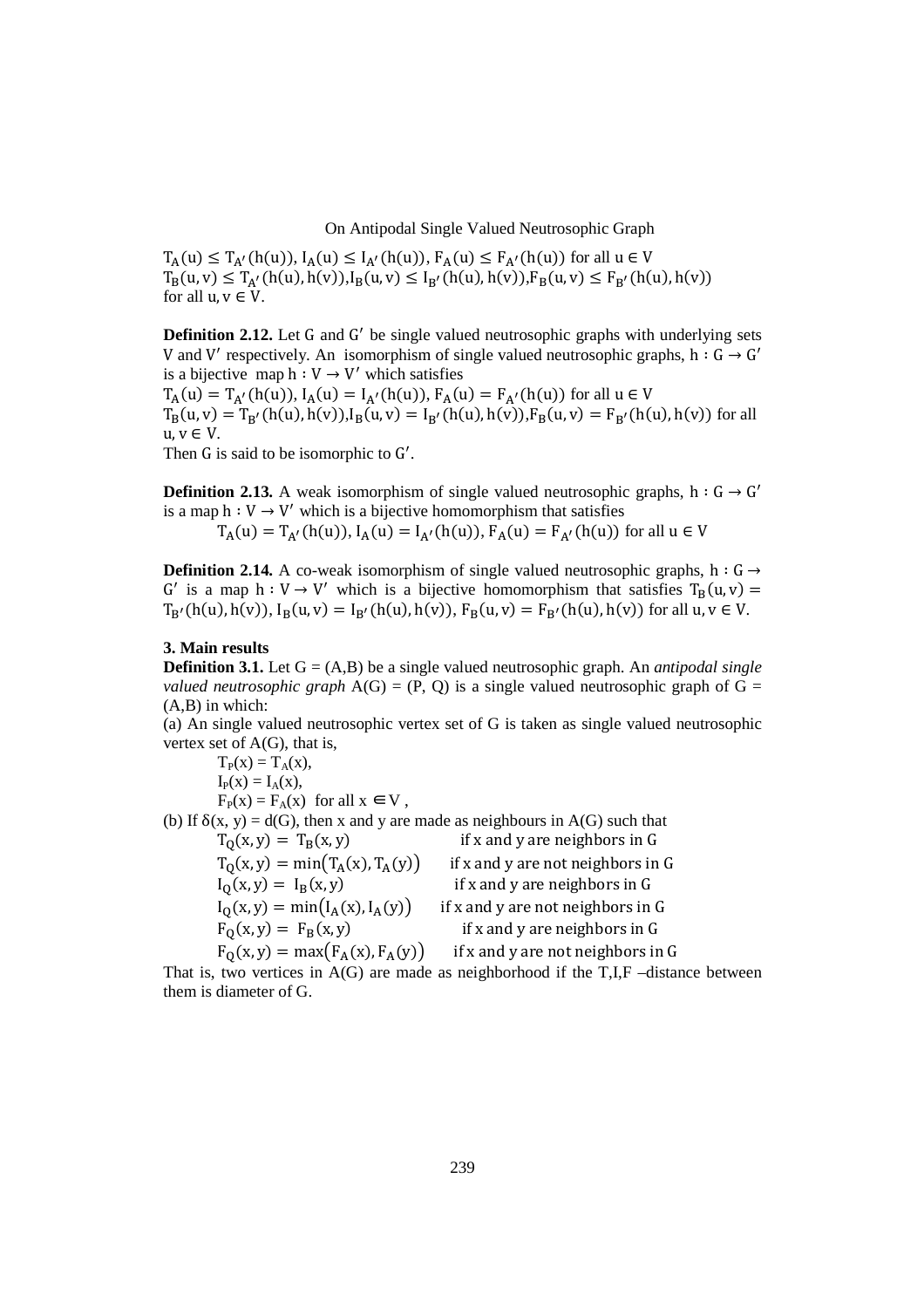$T_A(u) \leq T_{A'}(h(u))$, $I_A(u) \leq I_{A'}(h(u))$, $F_A(u) \leq F_{A'}(h(u))$ for all $u \in V$
$T_B(u,v) \leq T_{A'}(h(u),h(v))$, $I_B(u,v) \leq I_{B'}(h(u),h(v))$, $F_B(u,v) \leq F_{B'}(h(u),h(v))$
for all $u, v \in V$.

**Definition 2.12.** Let $G$ and $G'$ be single valued neutrosophic graphs with underlying sets $V$ and $V'$ respectively. An isomorphism of single valued neutrosophic graphs, $h : G \rightarrow G'$ is a bijective map $h : V \rightarrow V'$ which satisfies
$T_A(u) = T_{A'}(h(u))$, $I_A(u) = I_{A'}(h(u))$, $F_A(u) = F_{A'}(h(u))$ for all $u \in V$
$T_B(u,v) = T_{B'}(h(u),h(v))$, $I_B(u,v) = I_{B'}(h(u),h(v))$, $F_B(u,v) = F_{B'}(h(u),h(v))$ for all $u, v \in V$.
Then $G$ is said to be isomorphic to $G'$.

**Definition 2.13.** A weak isomorphism of single valued neutrosophic graphs, $h : G \rightarrow G'$ is a map $h : V \rightarrow V'$ which is a bijective homomorphism that satisfies

$$T_A(u) = T_{A'}(h(u)),\ I_A(u) = I_{A'}(h(u)),\ F_A(u) = F_{A'}(h(u)) \text{ for all } u \in V$$

**Definition 2.14.** A co-weak isomorphism of single valued neutrosophic graphs, $h : G \rightarrow G'$ is a map $h : V \rightarrow V'$ which is a bijective homomorphism that satisfies $T_B(u,v) = T_{B'}(h(u),h(v))$, $I_B(u,v) = I_{B'}(h(u),h(v))$, $F_B(u,v) = F_{B'}(h(u),h(v))$ for all $u, v \in V$.

## 3. Main results

**Definition 3.1.** Let $G = (A,B)$ be a single valued neutrosophic graph. An *antipodal single valued neutrosophic graph* $A(G) = (P, Q)$ is a single valued neutrosophic graph of $G = (A,B)$ in which:

(a) An single valued neutrosophic vertex set of G is taken as single valued neutrosophic vertex set of A(G), that is,

$$T_P(x) = T_A(x),$$
$$I_P(x) = I_A(x),$$
$$F_P(x) = F_A(x) \text{ for all } x \in V,$$

(b) If $\delta(x, y) = d(G)$, then x and y are made as neighbours in A(G) such that

$$T_Q(x,y) = T_B(x,y) \quad \text{if x and y are neighbors in G}$$
$$T_Q(x,y) = \min(T_A(x), T_A(y)) \quad \text{if x and y are not neighbors in G}$$
$$I_Q(x,y) = I_B(x,y) \quad \text{if x and y are neighbors in G}$$
$$I_Q(x,y) = \min(I_A(x), I_A(y)) \quad \text{if x and y are not neighbors in G}$$
$$F_Q(x,y) = F_B(x,y) \quad \text{if x and y are neighbors in G}$$
$$F_Q(x,y) = \max(F_A(x), F_A(y)) \quad \text{if x and y are not neighbors in G}$$

That is, two vertices in A(G) are made as neighborhood if the T,I,F –distance between them is diameter of G.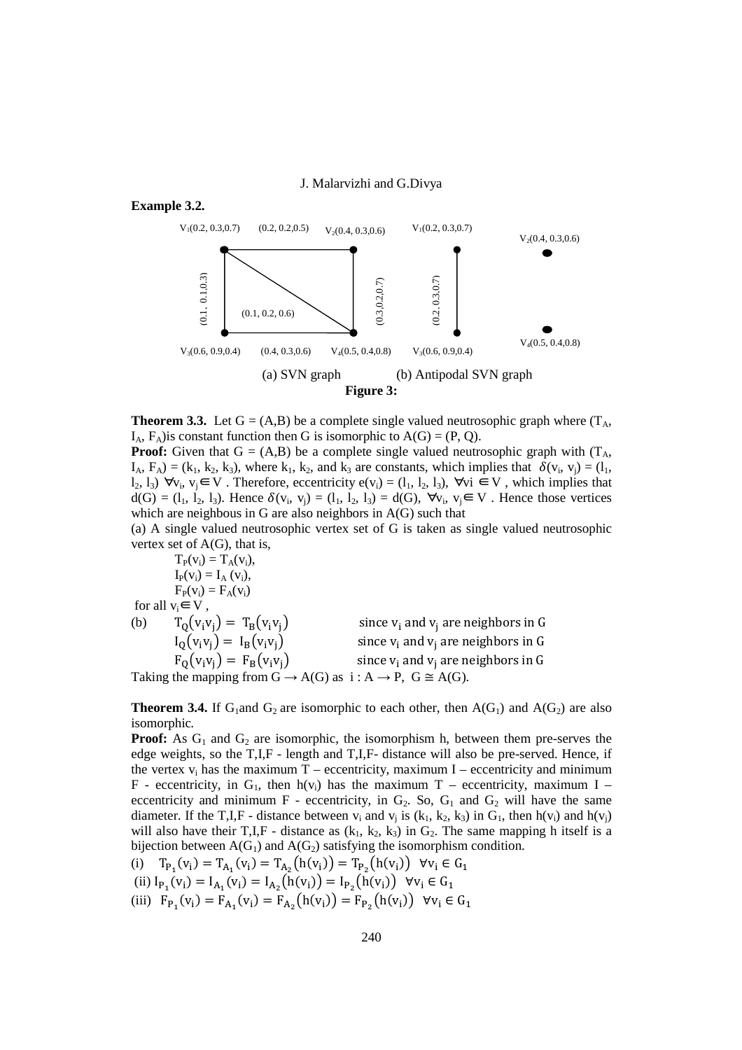**Example 3.2.**

(a) SVN graph (b) Antipodal SVN graph

**Figure 3:**

**Theorem 3.3.** Let G = (A,B) be a complete single valued neutrosophic graph where ($T_A$, $I_A$, $F_A$)is constant function then G is isomorphic to A(G) = (P, Q).

**Proof:** Given that G = (A,B) be a complete single valued neutrosophic graph with ($T_A$, $I_A$, $F_A$) = ($k_1$, $k_2$, $k_3$), where $k_1$, $k_2$, and $k_3$ are constants, which implies that $\delta(v_i, v_j) = (l_1, l_2, l_3)$ $\forall v_i, v_j \in V$. Therefore, eccentricity $e(v_i) = (l_1, l_2, l_3)$, $\forall v_i \in V$, which implies that $d(G) = (l_1, l_2, l_3)$. Hence $\delta(v_i, v_j) = (l_1, l_2, l_3) = d(G)$, $\forall v_i, v_j \in V$. Hence those vertices which are neighbous in G are also neighbors in A(G) such that

(a) A single valued neutrosophic vertex set of G is taken as single valued neutrosophic vertex set of A(G), that is,

$T_P(v_i) = T_A(v_i)$,
$I_P(v_i) = I_A(v_i)$,
$F_P(v_i) = F_A(v_i)$

for all $v_i \in V$,

(b) $T_Q(v_iv_j) = T_B(v_iv_j)$ since $v_i$ and $v_j$ are neighbors in G
$I_Q(v_iv_j) = I_B(v_iv_j)$ since $v_i$ and $v_j$ are neighbors in G
$F_Q(v_iv_j) = F_B(v_iv_j)$ since $v_i$ and $v_j$ are neighbors in G

Taking the mapping from G → A(G) as $i : A \rightarrow P$, $G \cong A(G)$.

**Theorem 3.4.** If $G_1$and $G_2$ are isomorphic to each other, then $A(G_1)$ and $A(G_2)$ are also isomorphic.

**Proof:** As $G_1$ and $G_2$ are isomorphic, the isomorphism h, between them pre-serves the edge weights, so the T,I,F - length and T,I,F- distance will also be pre-served. Hence, if the vertex $v_i$ has the maximum T – eccentricity, maximum I – eccentricity and minimum F - eccentricity, in $G_1$, then $h(v_i)$ has the maximum T – eccentricity, maximum I – eccentricity and minimum F - eccentricity, in $G_2$. So, $G_1$ and $G_2$ will have the same diameter. If the T,I,F - distance between $v_i$ and $v_j$ is ($k_1$, $k_2$, $k_3$) in $G_1$, then $h(v_i)$ and $h(v_j)$ will also have their T,I,F - distance as ($k_1$, $k_2$, $k_3$) in $G_2$. The same mapping h itself is a bijection between $A(G_1)$ and $A(G_2)$ satisfying the isomorphism condition.

(i) $T_{P_1}(v_i) = T_{A_1}(v_i) = T_{A_2}(h(v_i)) = T_{P_2}(h(v_i)) \quad \forall v_i \in G_1$

(ii) $I_{P_1}(v_i) = I_{A_1}(v_i) = I_{A_2}(h(v_i)) = I_{P_2}(h(v_i)) \quad \forall v_i \in G_1$

(iii) $F_{P_1}(v_i) = F_{A_1}(v_i) = F_{A_2}(h(v_i)) = F_{P_2}(h(v_i)) \quad \forall v_i \in G_1$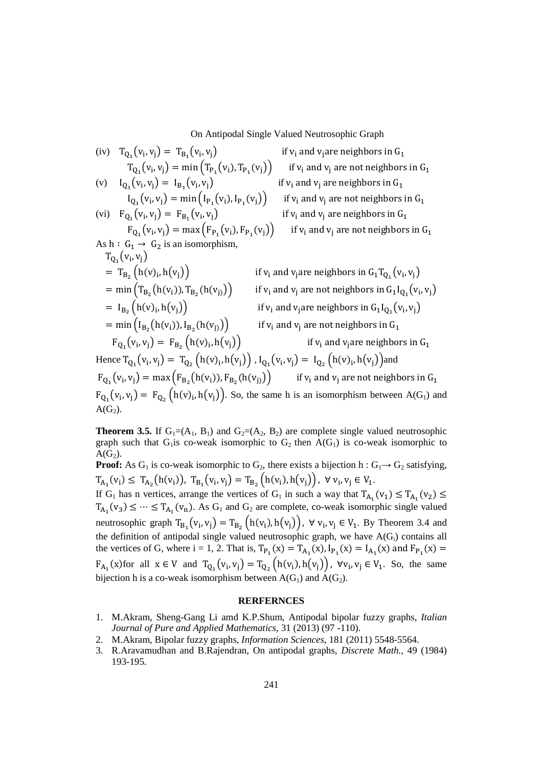(iv) $T_{Q_1}(v_i, v_j) = T_{B_1}(v_i, v_j)$ if $v_i$ and $v_j$ are neighbors in $G_1$

$T_{Q_1}(v_i, v_j) = \min\left(T_{P_1}(v_i), T_{P_1}(v_j)\right)$ if $v_i$ and $v_j$ are not neighbors in $G_1$

(v) $I_{Q_1}(v_i, v_j) = I_{B_1}(v_i, v_j)$ if $v_i$ and $v_j$ are neighbors in $G_1$

$I_{Q_1}(v_i, v_j) = \min\left(I_{P_1}(v_i), I_{P_1}(v_j)\right)$ if $v_i$ and $v_j$ are not neighbors in $G_1$

(vi) $F_{Q_1}(v_i, v_j) = F_{B_1}(v_i, v_j)$ if $v_i$ and $v_j$ are neighbors in $G_1$

$F_{Q_1}(v_i, v_j) = \max\left(F_{P_1}(v_i), F_{P_1}(v_j)\right)$ if $v_i$ and $v_j$ are not neighbors in $G_1$

As $h : G_1 \to G_2$ is an isomorphism,

$T_{Q_1}(v_i, v_j)$

$= T_{B_2}\left(h(v)_i, h(v_j)\right)$ if $v_i$ and $v_j$ are neighbors in $G_1 T_{Q_1}(v_i, v_j)$

$= \min\left(T_{B_2}(h(v_i)), T_{B_2}(h(v_j))\right)$ if $v_i$ and $v_j$ are not neighbors in $G_1 I_{Q_1}(v_i, v_j)$

$= I_{B_2}\left(h(v)_i, h(v_j)\right)$ if $v_i$ and $v_j$ are neighbors in $G_1 I_{Q_1}(v_i, v_j)$

$= \min\left(I_{B_2}(h(v_i)), I_{B_2}(h(v_j))\right)$ if $v_i$ and $v_j$ are not neighbors in $G_1$

$F_{Q_1}(v_i, v_j) = F_{B_2}\left(h(v)_i, h(v_j)\right)$ if $v_i$ and $v_j$ are neighbors in $G_1$

Hence $T_{Q_1}(v_i, v_j) = T_{Q_2}\left(h(v)_i, h(v_j)\right)$, $I_{Q_1}(v_i, v_j) = I_{Q_2}\left(h(v)_i, h(v_j)\right)$ and

$F_{Q_1}(v_i, v_j) = \max\left(F_{B_2}(h(v_i)), F_{B_2}(h(v_j))\right)$ if $v_i$ and $v_j$ are not neighbors in $G_1$

$F_{Q_1}(v_i, v_j) = F_{Q_2}\left(h(v)_i, h(v_j)\right)$. So, the same h is an isomorphism between $A(G_1)$ and $A(G_2)$.

**Theorem 3.5.** If $G_1=(A_1, B_1)$ and $G_2=(A_2, B_2)$ are complete single valued neutrosophic graph such that $G_1$is co-weak isomorphic to $G_2$ then $A(G_1)$ is co-weak isomorphic to $A(G_2)$.

**Proof:** As $G_1$ is co-weak isomorphic to $G_2$, there exists a bijection $h : G_1 \to G_2$ satisfying, $T_{A_1}(v_i) \leq T_{A_2}(h(v_i))$, $T_{B_1}(v_i, v_j) = T_{B_2}\left(h(v_i), h(v_j)\right)$, $\forall\, v_i, v_j \in V_1$.

If $G_1$ has n vertices, arrange the vertices of $G_1$ in such a way that $T_{A_1}(v_1) \leq T_{A_1}(v_2) \leq T_{A_1}(v_3) \leq \cdots \leq T_{A_1}(v_n)$. As $G_1$ and $G_2$ are complete, co-weak isomorphic single valued neutrosophic graph $T_{B_1}(v_i, v_j) = T_{B_2}\left(h(v_i), h(v_j)\right)$, $\forall\, v_i, v_j \in V_1$. By Theorem 3.4 and the definition of antipodal single valued neutrosophic graph, we have $A(G_i)$ contains all the vertices of G, where i = 1, 2. That is, $T_{P_1}(x) = T_{A_1}(x), I_{P_1}(x) = I_{A_1}(x)$ and $F_{P_1}(x) = F_{A_1}(x)$for all $x \in V$ and $T_{Q_1}(v_i, v_j) = T_{Q_2}\left(h(v_i), h(v_j)\right)$, $\forall v_i, v_j \in V_1$. So, the same bijection h is a co-weak isomorphism between $A(G_1)$ and $A(G_2)$.

## RERFERNCES

1. M.Akram, Sheng-Gang Li amd K.P.Shum, Antipodal bipolar fuzzy graphs, *Italian Journal of Pure and Applied Mathematics*, 31 (2013) (97 -110).
2. M.Akram, Bipolar fuzzy graphs, *Information Sciences*, 181 (2011) 5548-5564.
3. R.Aravamudhan and B.Rajendran, On antipodal graphs, *Discrete Math.*, 49 (1984) 193-195.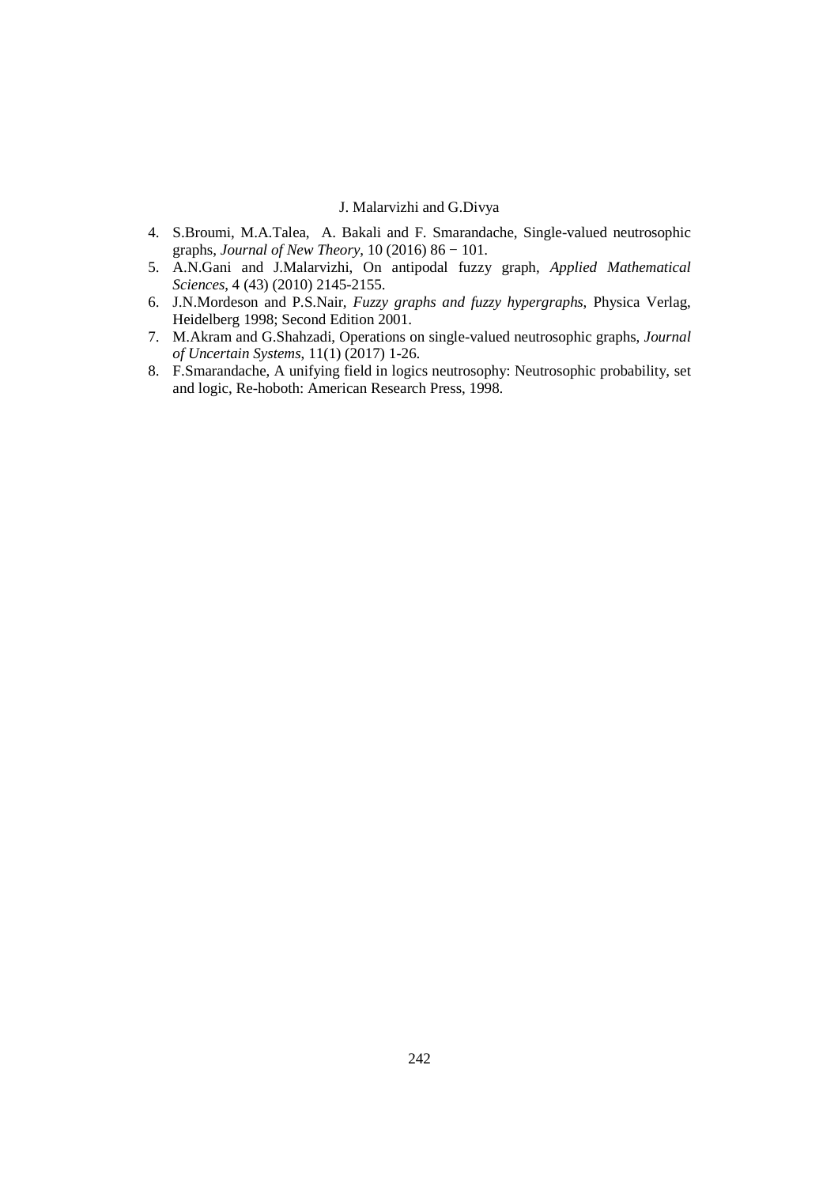4. S.Broumi, M.A.Talea, A. Bakali and F. Smarandache, Single-valued neutrosophic graphs, *Journal of New Theory*, 10 (2016) 86 − 101.
5. A.N.Gani and J.Malarvizhi, On antipodal fuzzy graph, *Applied Mathematical Sciences*, 4 (43) (2010) 2145-2155.
6. J.N.Mordeson and P.S.Nair, *Fuzzy graphs and fuzzy hypergraphs*, Physica Verlag, Heidelberg 1998; Second Edition 2001.
7. M.Akram and G.Shahzadi, Operations on single-valued neutrosophic graphs, *Journal of Uncertain Systems*, 11(1) (2017) 1-26.
8. F.Smarandache, A unifying field in logics neutrosophy: Neutrosophic probability, set and logic, Re-hoboth: American Research Press, 1998.